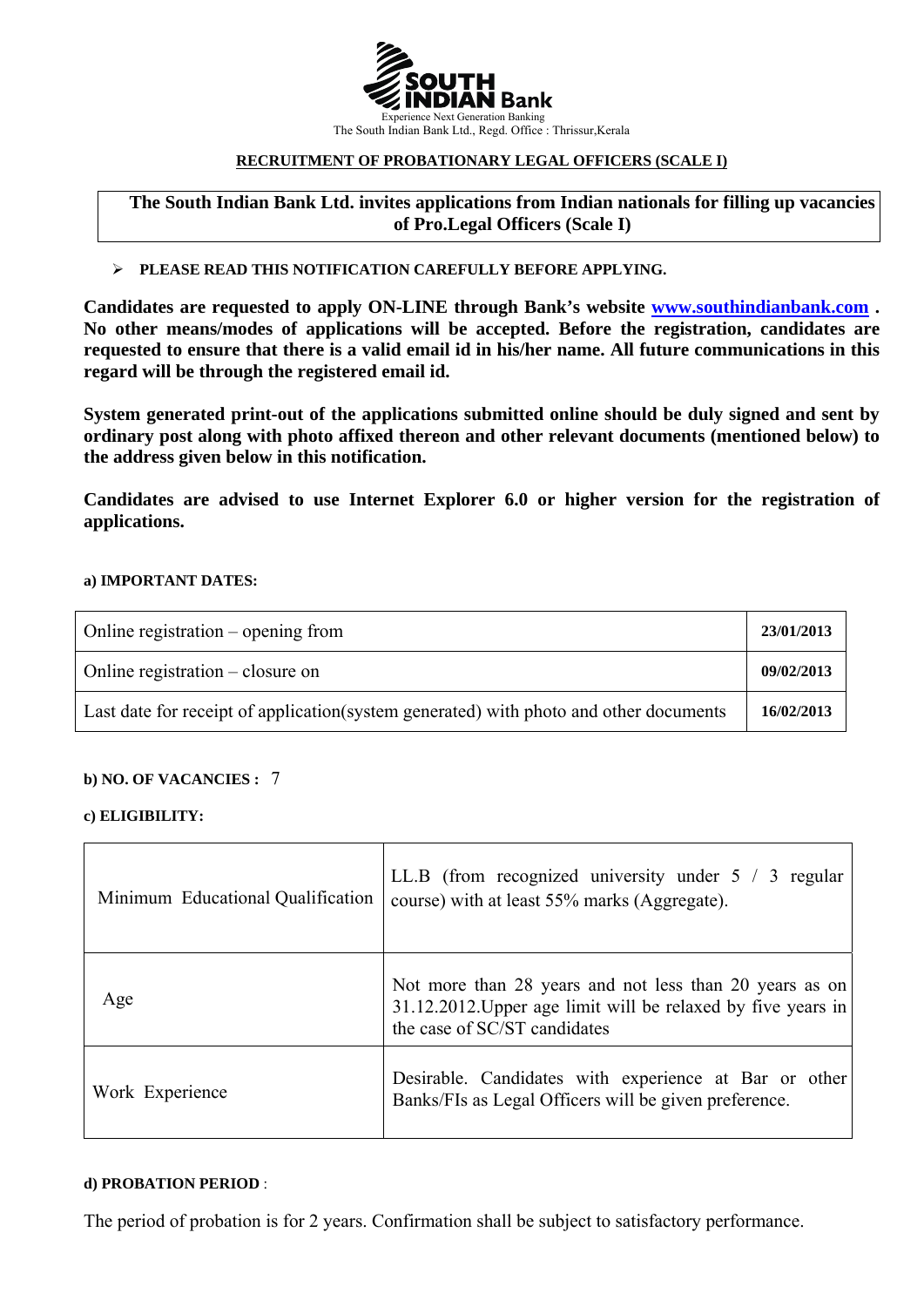**SOUTH INDIAN Bank**

Experience Next Generation Banking

The South Indian Bank Ltd., Regd. Office : Thrissur,Kerala

**RECRUITMENT OF PROBATIONARY LEGAL OFFICERS (SCALE I)**

**The South Indian Bank Ltd. invites applications from Indian nationals for filling up vacancies of Pro.Legal Officers (Scale I)**

- **PLEASE READ THIS NOTIFICATION CAREFULLY BEFORE APPLYING.**

**Candidates are requested to apply ON-LINE through Bank's website www.southindianbank.com . No other means/modes of applications will be accepted. Before the registration, candidates are requested to ensure that there is a valid email id in his/her name. All future communications in this regard will be through the registered email id.**

**System generated print-out of the applications submitted online should be duly signed and sent by ordinary post along with photo affixed thereon and other relevant documents (mentioned below) to the address given below in this notification.**

**Candidates are advised to use Internet Explorer 6.0 or higher version for the registration of applications.**

**a) IMPORTANT DATES:**

| | |
|---|---|
| Online registration – opening from | **23/01/2013** |
| Online registration – closure on | **09/02/2013** |
| Last date for receipt of application(system generated) with photo and other documents | **16/02/2013** |

**b) NO. OF VACANCIES :** 7

**c) ELIGIBILITY:**

| | |
|---|---|
| Minimum Educational Qualification | LL.B (from recognized university under 5 / 3 regular course) with at least 55% marks (Aggregate). |
| Age | Not more than 28 years and not less than 20 years as on 31.12.2012.Upper age limit will be relaxed by five years in the case of SC/ST candidates |
| Work Experience | Desirable. Candidates with experience at Bar or other Banks/FIs as Legal Officers will be given preference. |

**d) PROBATION PERIOD** :

The period of probation is for 2 years. Confirmation shall be subject to satisfactory performance.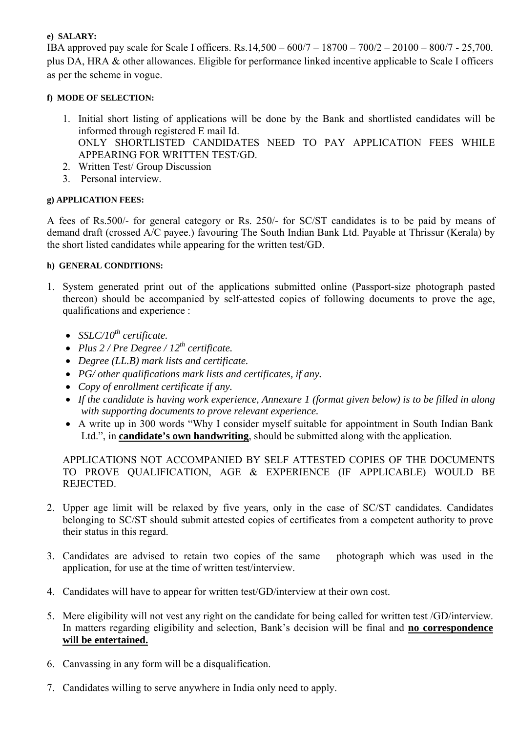**e) SALARY:**

IBA approved pay scale for Scale I officers. Rs.14,500 – 600/7 – 18700 – 700/2 – 20100 – 800/7 - 25,700. plus DA, HRA & other allowances. Eligible for performance linked incentive applicable to Scale I officers as per the scheme in vogue.

**f) MODE OF SELECTION:**

1. Initial short listing of applications will be done by the Bank and shortlisted candidates will be informed through registered E mail Id.
   ONLY SHORTLISTED CANDIDATES NEED TO PAY APPLICATION FEES WHILE APPEARING FOR WRITTEN TEST/GD.
2. Written Test/ Group Discussion
3. Personal interview.

**g) APPLICATION FEES:**

A fees of Rs.500/- for general category or Rs. 250/- for SC/ST candidates is to be paid by means of demand draft (crossed A/C payee.) favouring The South Indian Bank Ltd. Payable at Thrissur (Kerala) by the short listed candidates while appearing for the written test/GD.

**h) GENERAL CONDITIONS:**

1. System generated print out of the applications submitted online (Passport-size photograph pasted thereon) should be accompanied by self-attested copies of following documents to prove the age, qualifications and experience :

   - *SSLC/10th certificate.*
   - *Plus 2 / Pre Degree / 12th certificate.*
   - *Degree (LL.B) mark lists and certificate.*
   - *PG/ other qualifications mark lists and certificates, if any.*
   - *Copy of enrollment certificate if any.*
   - *If the candidate is having work experience, Annexure 1 (format given below) is to be filled in along with supporting documents to prove relevant experience.*
   - A write up in 300 words "Why I consider myself suitable for appointment in South Indian Bank Ltd.", in **candidate's own handwriting**, should be submitted along with the application.

   APPLICATIONS NOT ACCOMPANIED BY SELF ATTESTED COPIES OF THE DOCUMENTS TO PROVE QUALIFICATION, AGE & EXPERIENCE (IF APPLICABLE) WOULD BE REJECTED.

2. Upper age limit will be relaxed by five years, only in the case of SC/ST candidates. Candidates belonging to SC/ST should submit attested copies of certificates from a competent authority to prove their status in this regard.

3. Candidates are advised to retain two copies of the same photograph which was used in the application, for use at the time of written test/interview.

4. Candidates will have to appear for written test/GD/interview at their own cost.

5. Mere eligibility will not vest any right on the candidate for being called for written test /GD/interview. In matters regarding eligibility and selection, Bank's decision will be final and **no correspondence will be entertained.**

6. Canvassing in any form will be a disqualification.

7. Candidates willing to serve anywhere in India only need to apply.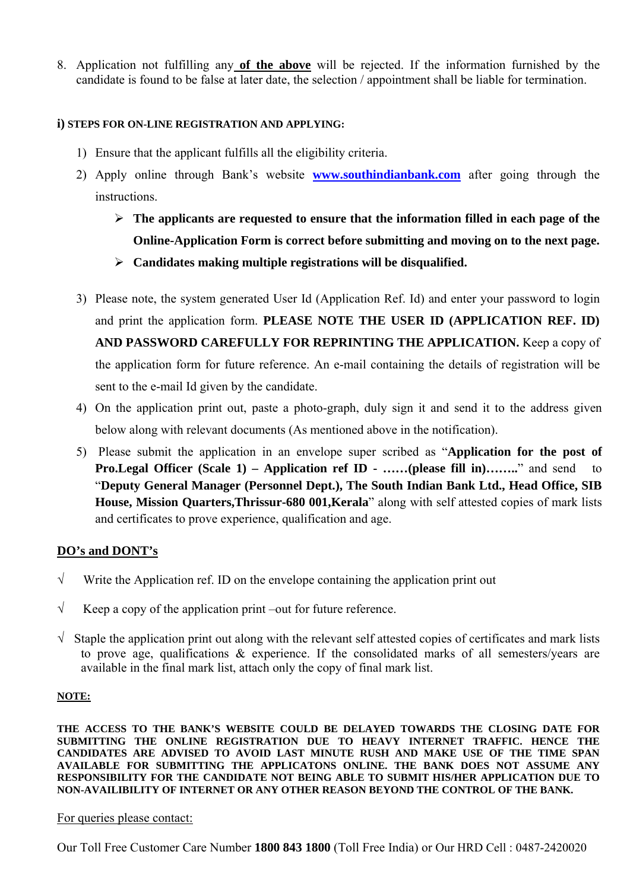8. Application not fulfilling any **of the above** will be rejected. If the information furnished by the candidate is found to be false at later date, the selection / appointment shall be liable for termination.

**i) STEPS FOR ON-LINE REGISTRATION AND APPLYING:**

1) Ensure that the applicant fulfills all the eligibility criteria.
2) Apply online through Bank's website [www.southindianbank.com](http://www.southindianbank.com) after going through the instructions.
   - **The applicants are requested to ensure that the information filled in each page of the Online-Application Form is correct before submitting and moving on to the next page.**
   - **Candidates making multiple registrations will be disqualified.**
3) Please note, the system generated User Id (Application Ref. Id) and enter your password to login and print the application form. **PLEASE NOTE THE USER ID (APPLICATION REF. ID) AND PASSWORD CAREFULLY FOR REPRINTING THE APPLICATION.** Keep a copy of the application form for future reference. An e-mail containing the details of registration will be sent to the e-mail Id given by the candidate.
4) On the application print out, paste a photo-graph, duly sign it and send it to the address given below along with relevant documents (As mentioned above in the notification).
5) Please submit the application in an envelope super scribed as "**Application for the post of Pro.Legal Officer (Scale 1) – Application ref ID - ……(please fill in)……..**" and send to "**Deputy General Manager (Personnel Dept.), The South Indian Bank Ltd., Head Office, SIB House, Mission Quarters,Thrissur-680 001,Kerala**" along with self attested copies of mark lists and certificates to prove experience, qualification and age.

**DO's and DONT's**

√ Write the Application ref. ID on the envelope containing the application print out

√ Keep a copy of the application print –out for future reference.

√ Staple the application print out along with the relevant self attested copies of certificates and mark lists to prove age, qualifications & experience. If the consolidated marks of all semesters/years are available in the final mark list, attach only the copy of final mark list.

**NOTE:**

**THE ACCESS TO THE BANK'S WEBSITE COULD BE DELAYED TOWARDS THE CLOSING DATE FOR SUBMITTING THE ONLINE REGISTRATION DUE TO HEAVY INTERNET TRAFFIC. HENCE THE CANDIDATES ARE ADVISED TO AVOID LAST MINUTE RUSH AND MAKE USE OF THE TIME SPAN AVAILABLE FOR SUBMITTING THE APPLICATONS ONLINE. THE BANK DOES NOT ASSUME ANY RESPONSIBILITY FOR THE CANDIDATE NOT BEING ABLE TO SUBMIT HIS/HER APPLICATION DUE TO NON-AVAILIBILITY OF INTERNET OR ANY OTHER REASON BEYOND THE CONTROL OF THE BANK.**

For queries please contact:

Our Toll Free Customer Care Number **1800 843 1800** (Toll Free India) or Our HRD Cell : 0487-2420020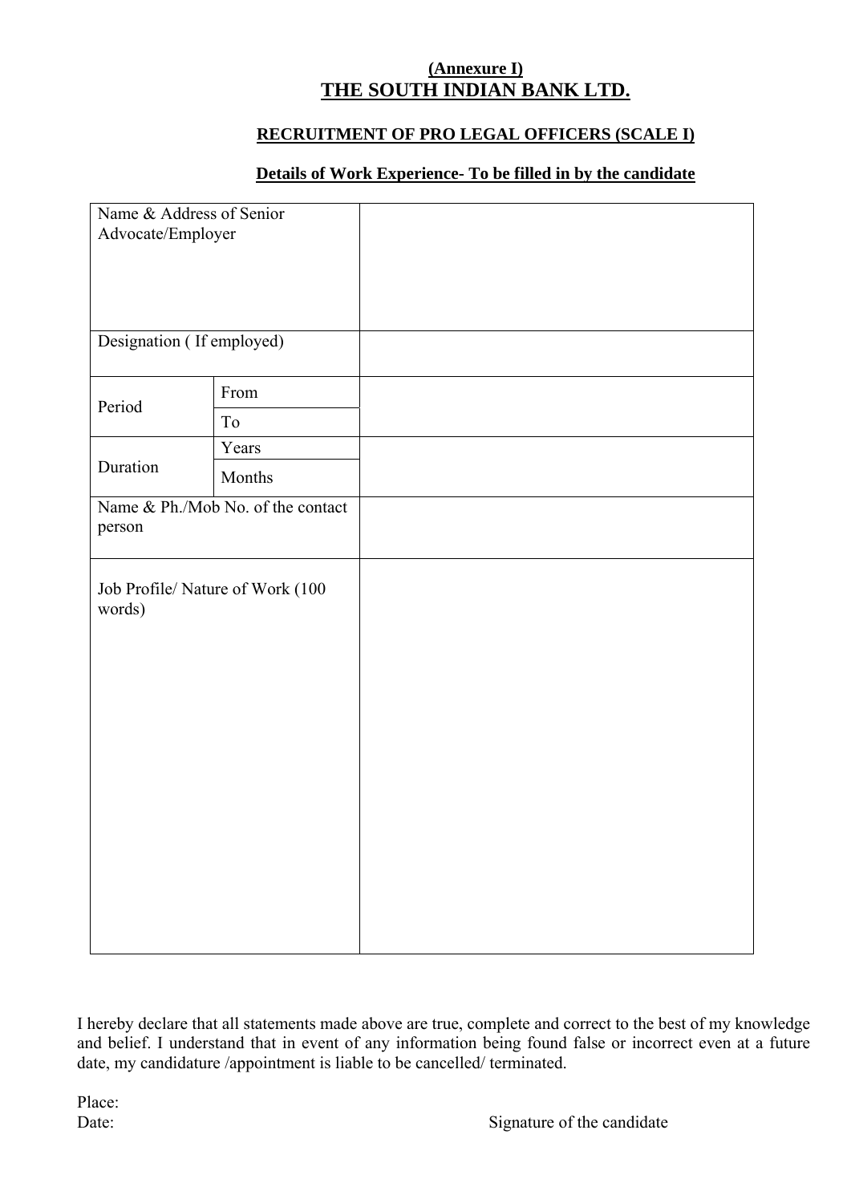**(Annexure I)**

# THE SOUTH INDIAN BANK LTD.

## RECRUITMENT OF PRO LEGAL OFFICERS (SCALE I)

### Details of Work Experience- To be filled in by the candidate

| | | |
|---|---|---|
| Name & Address of Senior Advocate/Employer | | |
| Designation ( If employed) | | |
| Period | From | |
| | To | |
| Duration | Years | |
| | Months | |
| Name & Ph./Mob No. of the contact person | | |
| Job Profile/ Nature of Work (100 words) | | |

I hereby declare that all statements made above are true, complete and correct to the best of my knowledge and belief. I understand that in event of any information being found false or incorrect even at a future date, my candidature /appointment is liable to be cancelled/ terminated.

Place:

Date: Signature of the candidate